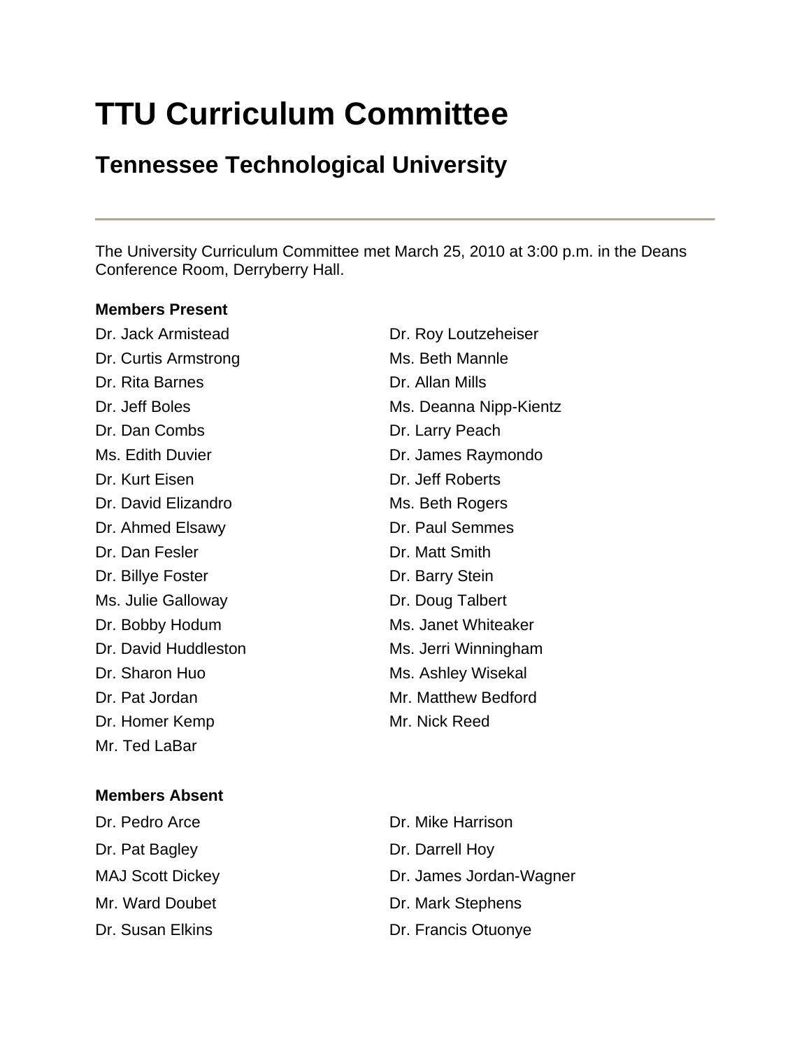# TTU Curriculum Committee

## Tennessee Technological University

---

The University Curriculum Committee met March 25, 2010 at 3:00 p.m. in the Deans Conference Room, Derryberry Hall.

**Members Present**

Dr. Jack Armistead
Dr. Curtis Armstrong
Dr. Rita Barnes
Dr. Jeff Boles
Dr. Dan Combs
Ms. Edith Duvier
Dr. Kurt Eisen
Dr. David Elizandro
Dr. Ahmed Elsawy
Dr. Dan Fesler
Dr. Billye Foster
Ms. Julie Galloway
Dr. Bobby Hodum
Dr. David Huddleston
Dr. Sharon Huo
Dr. Pat Jordan
Dr. Homer Kemp
Mr. Ted LaBar
Dr. Roy Loutzeheiser
Ms. Beth Mannle
Dr. Allan Mills
Ms. Deanna Nipp-Kientz
Dr. Larry Peach
Dr. James Raymondo
Dr. Jeff Roberts
Ms. Beth Rogers
Dr. Paul Semmes
Dr. Matt Smith
Dr. Barry Stein
Dr. Doug Talbert
Ms. Janet Whiteaker
Ms. Jerri Winningham
Ms. Ashley Wisekal
Mr. Matthew Bedford
Mr. Nick Reed

**Members Absent**

Dr. Pedro Arce
Dr. Pat Bagley
MAJ Scott Dickey
Mr. Ward Doubet
Dr. Susan Elkins
Dr. Mike Harrison
Dr. Darrell Hoy
Dr. James Jordan-Wagner
Dr. Mark Stephens
Dr. Francis Otuonye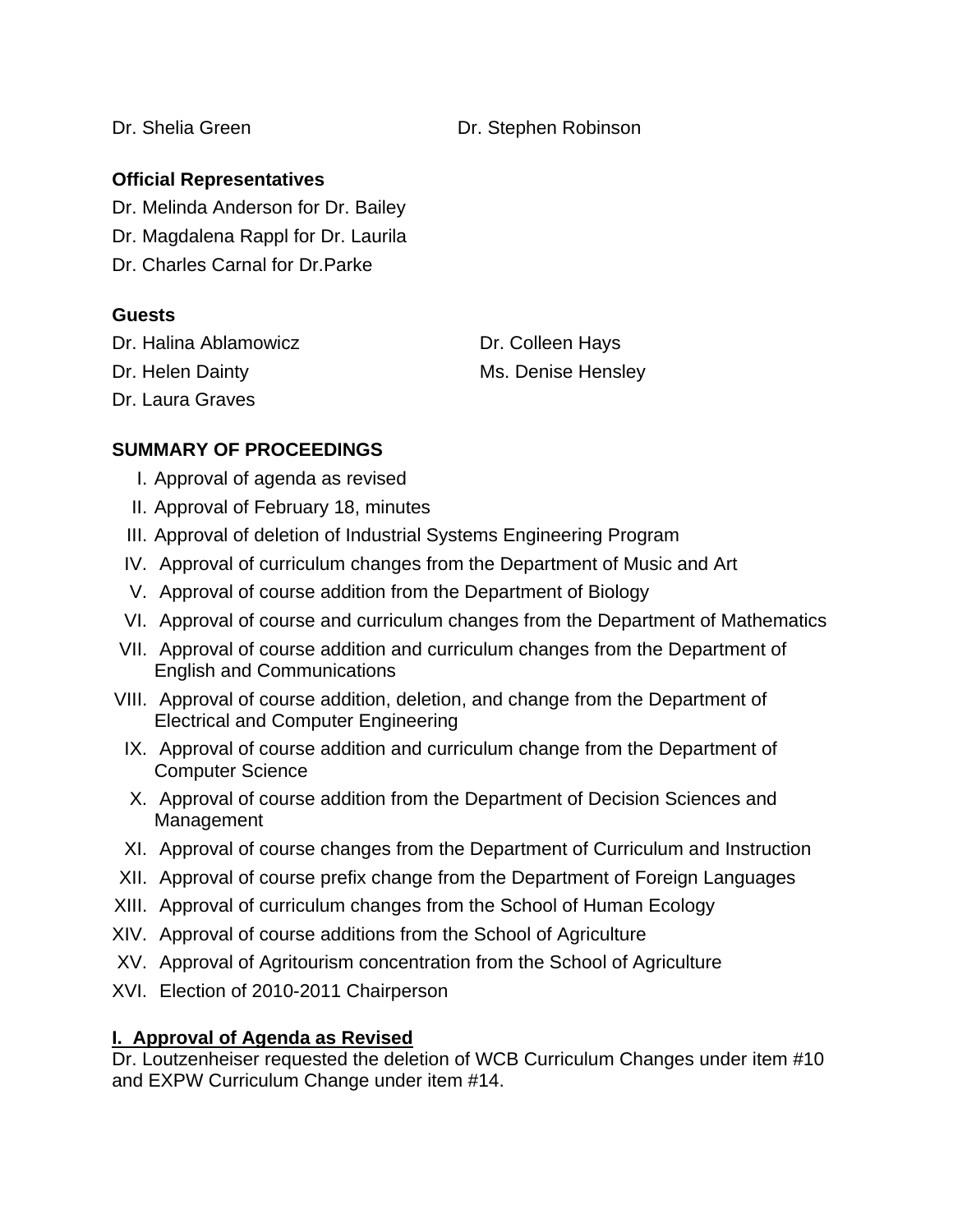Dr. Shelia Green

Dr. Stephen Robinson

**Official Representatives**

Dr. Melinda Anderson for Dr. Bailey

Dr. Magdalena Rappl for Dr. Laurila

Dr. Charles Carnal for Dr.Parke

**Guests**

Dr. Halina Ablamowicz

Dr. Helen Dainty

Dr. Laura Graves

Dr. Colleen Hays

Ms. Denise Hensley

**SUMMARY OF PROCEEDINGS**

I. Approval of agenda as revised
II. Approval of February 18, minutes
III. Approval of deletion of Industrial Systems Engineering Program
IV. Approval of curriculum changes from the Department of Music and Art
V. Approval of course addition from the Department of Biology
VI. Approval of course and curriculum changes from the Department of Mathematics
VII. Approval of course addition and curriculum changes from the Department of English and Communications
VIII. Approval of course addition, deletion, and change from the Department of Electrical and Computer Engineering
IX. Approval of course addition and curriculum change from the Department of Computer Science
X. Approval of course addition from the Department of Decision Sciences and Management
XI. Approval of course changes from the Department of Curriculum and Instruction
XII. Approval of course prefix change from the Department of Foreign Languages
XIII. Approval of curriculum changes from the School of Human Ecology
XIV. Approval of course additions from the School of Agriculture
XV. Approval of Agritourism concentration from the School of Agriculture
XVI. Election of 2010-2011 Chairperson

**I. Approval of Agenda as Revised**

Dr. Loutzenheiser requested the deletion of WCB Curriculum Changes under item #10 and EXPW Curriculum Change under item #14.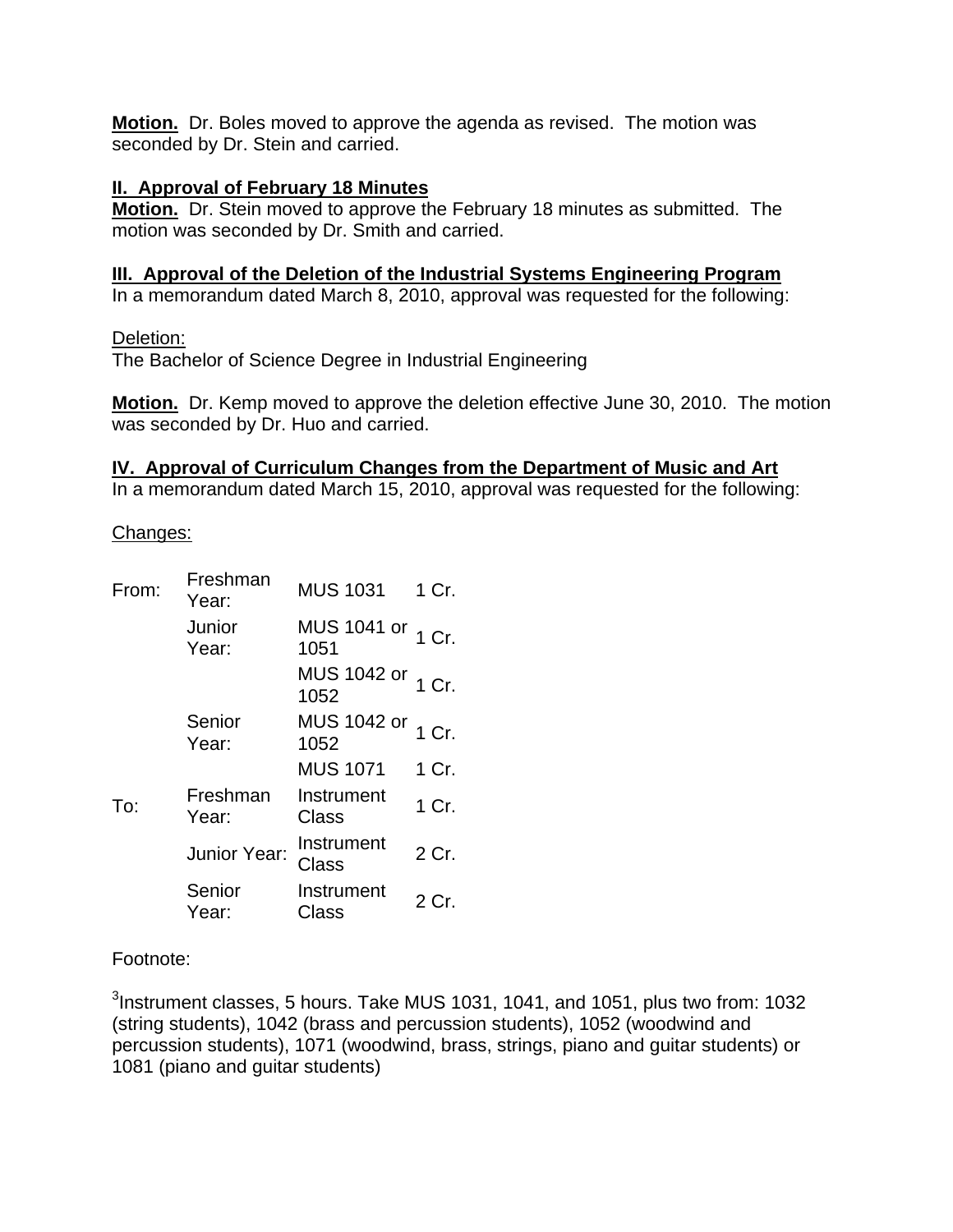**Motion.** Dr. Boles moved to approve the agenda as revised. The motion was seconded by Dr. Stein and carried.

**II. Approval of February 18 Minutes**

**Motion.** Dr. Stein moved to approve the February 18 minutes as submitted. The motion was seconded by Dr. Smith and carried.

**III. Approval of the Deletion of the Industrial Systems Engineering Program**

In a memorandum dated March 8, 2010, approval was requested for the following:

Deletion:

The Bachelor of Science Degree in Industrial Engineering

**Motion.** Dr. Kemp moved to approve the deletion effective June 30, 2010. The motion was seconded by Dr. Huo and carried.

**IV. Approval of Curriculum Changes from the Department of Music and Art**

In a memorandum dated March 15, 2010, approval was requested for the following:

Changes:

| | | | |
|---|---|---|---|
| From: | Freshman Year: | MUS 1031 | 1 Cr. |
| | Junior Year: | MUS 1041 or 1051 | 1 Cr. |
| | | MUS 1042 or 1052 | 1 Cr. |
| | Senior Year: | MUS 1042 or 1052 | 1 Cr. |
| | | MUS 1071 | 1 Cr. |
| To: | Freshman Year: | Instrument Class | 1 Cr. |
| | Junior Year: | Instrument Class | 2 Cr. |
| | Senior Year: | Instrument Class | 2 Cr. |

Footnote:

[3]Instrument classes, 5 hours. Take MUS 1031, 1041, and 1051, plus two from: 1032 (string students), 1042 (brass and percussion students), 1052 (woodwind and percussion students), 1071 (woodwind, brass, strings, piano and guitar students) or 1081 (piano and guitar students)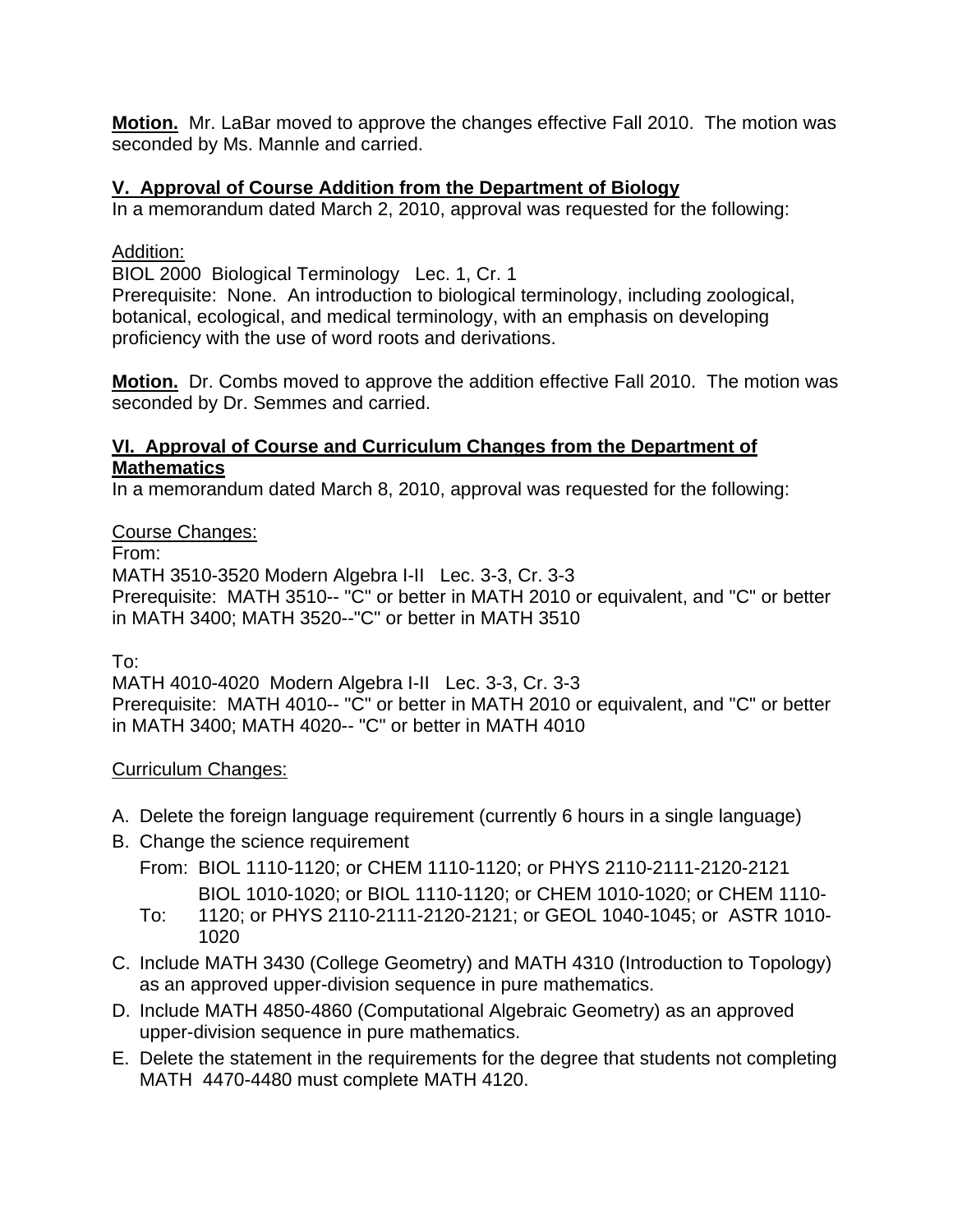**Motion.** Mr. LaBar moved to approve the changes effective Fall 2010. The motion was seconded by Ms. Mannle and carried.

## V. Approval of Course Addition from the Department of Biology

In a memorandum dated March 2, 2010, approval was requested for the following:

Addition:
BIOL 2000 Biological Terminology Lec. 1, Cr. 1
Prerequisite: None. An introduction to biological terminology, including zoological, botanical, ecological, and medical terminology, with an emphasis on developing proficiency with the use of word roots and derivations.

**Motion.** Dr. Combs moved to approve the addition effective Fall 2010. The motion was seconded by Dr. Semmes and carried.

## VI. Approval of Course and Curriculum Changes from the Department of Mathematics

In a memorandum dated March 8, 2010, approval was requested for the following:

Course Changes:
From:
MATH 3510-3520 Modern Algebra I-II Lec. 3-3, Cr. 3-3
Prerequisite: MATH 3510-- "C" or better in MATH 2010 or equivalent, and "C" or better in MATH 3400; MATH 3520--"C" or better in MATH 3510

To:
MATH 4010-4020 Modern Algebra I-II Lec. 3-3, Cr. 3-3
Prerequisite: MATH 4010-- "C" or better in MATH 2010 or equivalent, and "C" or better in MATH 3400; MATH 4020-- "C" or better in MATH 4010

Curriculum Changes:

A. Delete the foreign language requirement (currently 6 hours in a single language)
B. Change the science requirement
   From: BIOL 1110-1120; or CHEM 1110-1120; or PHYS 2110-2111-2120-2121
   To: BIOL 1010-1020; or BIOL 1110-1120; or CHEM 1010-1020; or CHEM 1110-1120; or PHYS 2110-2111-2120-2121; or GEOL 1040-1045; or ASTR 1010-1020
C. Include MATH 3430 (College Geometry) and MATH 4310 (Introduction to Topology) as an approved upper-division sequence in pure mathematics.
D. Include MATH 4850-4860 (Computational Algebraic Geometry) as an approved upper-division sequence in pure mathematics.
E. Delete the statement in the requirements for the degree that students not completing MATH 4470-4480 must complete MATH 4120.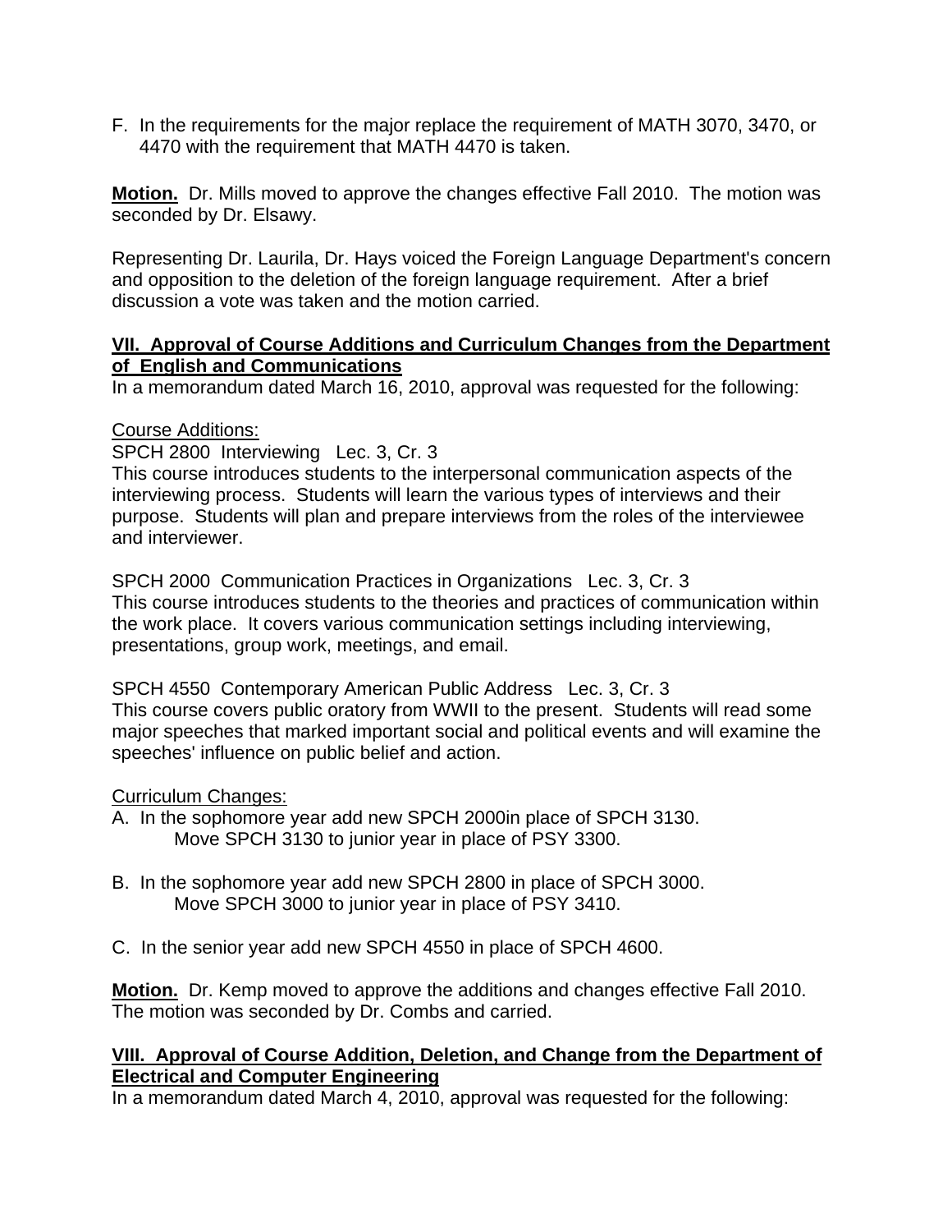F. In the requirements for the major replace the requirement of MATH 3070, 3470, or 4470 with the requirement that MATH 4470 is taken.

**Motion.** Dr. Mills moved to approve the changes effective Fall 2010. The motion was seconded by Dr. Elsawy.

Representing Dr. Laurila, Dr. Hays voiced the Foreign Language Department's concern and opposition to the deletion of the foreign language requirement. After a brief discussion a vote was taken and the motion carried.

**VII. Approval of Course Additions and Curriculum Changes from the Department of English and Communications**

In a memorandum dated March 16, 2010, approval was requested for the following:

Course Additions:

SPCH 2800 Interviewing Lec. 3, Cr. 3
This course introduces students to the interpersonal communication aspects of the interviewing process. Students will learn the various types of interviews and their purpose. Students will plan and prepare interviews from the roles of the interviewee and interviewer.

SPCH 2000 Communication Practices in Organizations Lec. 3, Cr. 3
This course introduces students to the theories and practices of communication within the work place. It covers various communication settings including interviewing, presentations, group work, meetings, and email.

SPCH 4550 Contemporary American Public Address Lec. 3, Cr. 3
This course covers public oratory from WWII to the present. Students will read some major speeches that marked important social and political events and will examine the speeches' influence on public belief and action.

Curriculum Changes:

A. In the sophomore year add new SPCH 2000in place of SPCH 3130.
   Move SPCH 3130 to junior year in place of PSY 3300.

B. In the sophomore year add new SPCH 2800 in place of SPCH 3000.
   Move SPCH 3000 to junior year in place of PSY 3410.

C. In the senior year add new SPCH 4550 in place of SPCH 4600.

**Motion.** Dr. Kemp moved to approve the additions and changes effective Fall 2010. The motion was seconded by Dr. Combs and carried.

**VIII. Approval of Course Addition, Deletion, and Change from the Department of Electrical and Computer Engineering**

In a memorandum dated March 4, 2010, approval was requested for the following: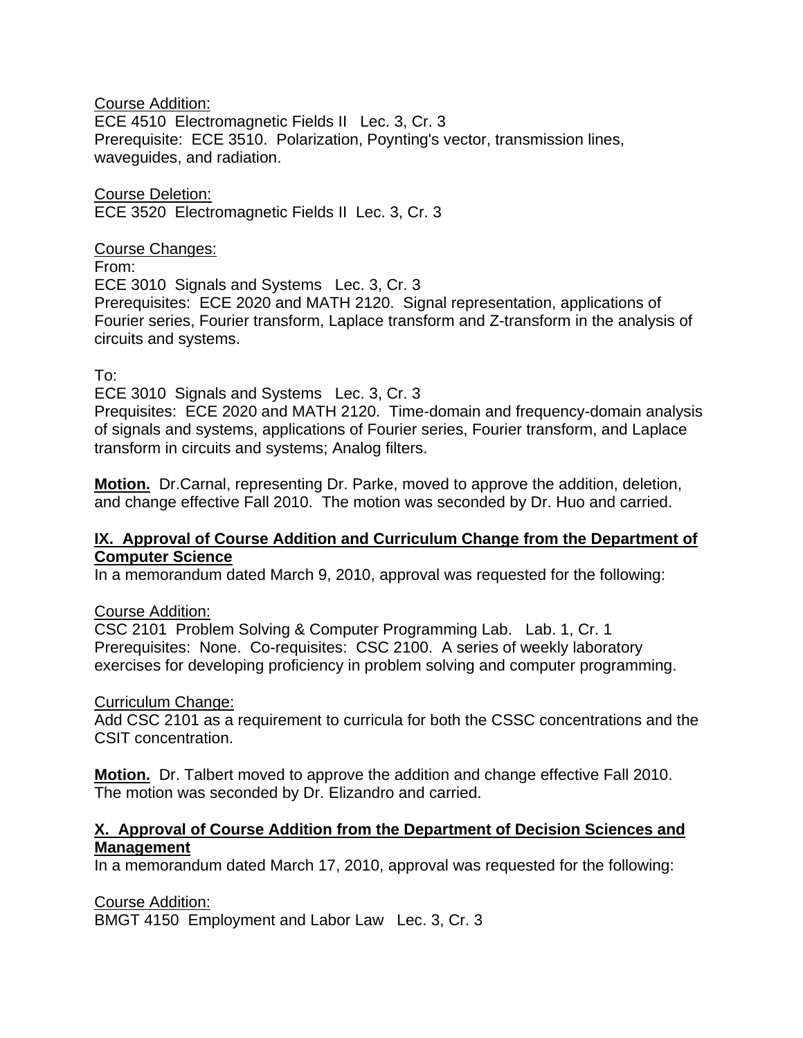Course Addition:
ECE 4510 Electromagnetic Fields II Lec. 3, Cr. 3
Prerequisite: ECE 3510. Polarization, Poynting's vector, transmission lines, waveguides, and radiation.

Course Deletion:
ECE 3520 Electromagnetic Fields II Lec. 3, Cr. 3

Course Changes:
From:
ECE 3010 Signals and Systems Lec. 3, Cr. 3
Prerequisites: ECE 2020 and MATH 2120. Signal representation, applications of Fourier series, Fourier transform, Laplace transform and Z-transform in the analysis of circuits and systems.

To:
ECE 3010 Signals and Systems Lec. 3, Cr. 3
Prequisites: ECE 2020 and MATH 2120. Time-domain and frequency-domain analysis of signals and systems, applications of Fourier series, Fourier transform, and Laplace transform in circuits and systems; Analog filters.

**Motion.** Dr.Carnal, representing Dr. Parke, moved to approve the addition, deletion, and change effective Fall 2010. The motion was seconded by Dr. Huo and carried.

## IX. Approval of Course Addition and Curriculum Change from the Department of Computer Science

In a memorandum dated March 9, 2010, approval was requested for the following:

Course Addition:
CSC 2101 Problem Solving & Computer Programming Lab. Lab. 1, Cr. 1
Prerequisites: None. Co-requisites: CSC 2100. A series of weekly laboratory exercises for developing proficiency in problem solving and computer programming.

Curriculum Change:
Add CSC 2101 as a requirement to curricula for both the CSSC concentrations and the CSIT concentration.

**Motion.** Dr. Talbert moved to approve the addition and change effective Fall 2010. The motion was seconded by Dr. Elizandro and carried.

## X. Approval of Course Addition from the Department of Decision Sciences and Management

In a memorandum dated March 17, 2010, approval was requested for the following:

Course Addition:
BMGT 4150 Employment and Labor Law Lec. 3, Cr. 3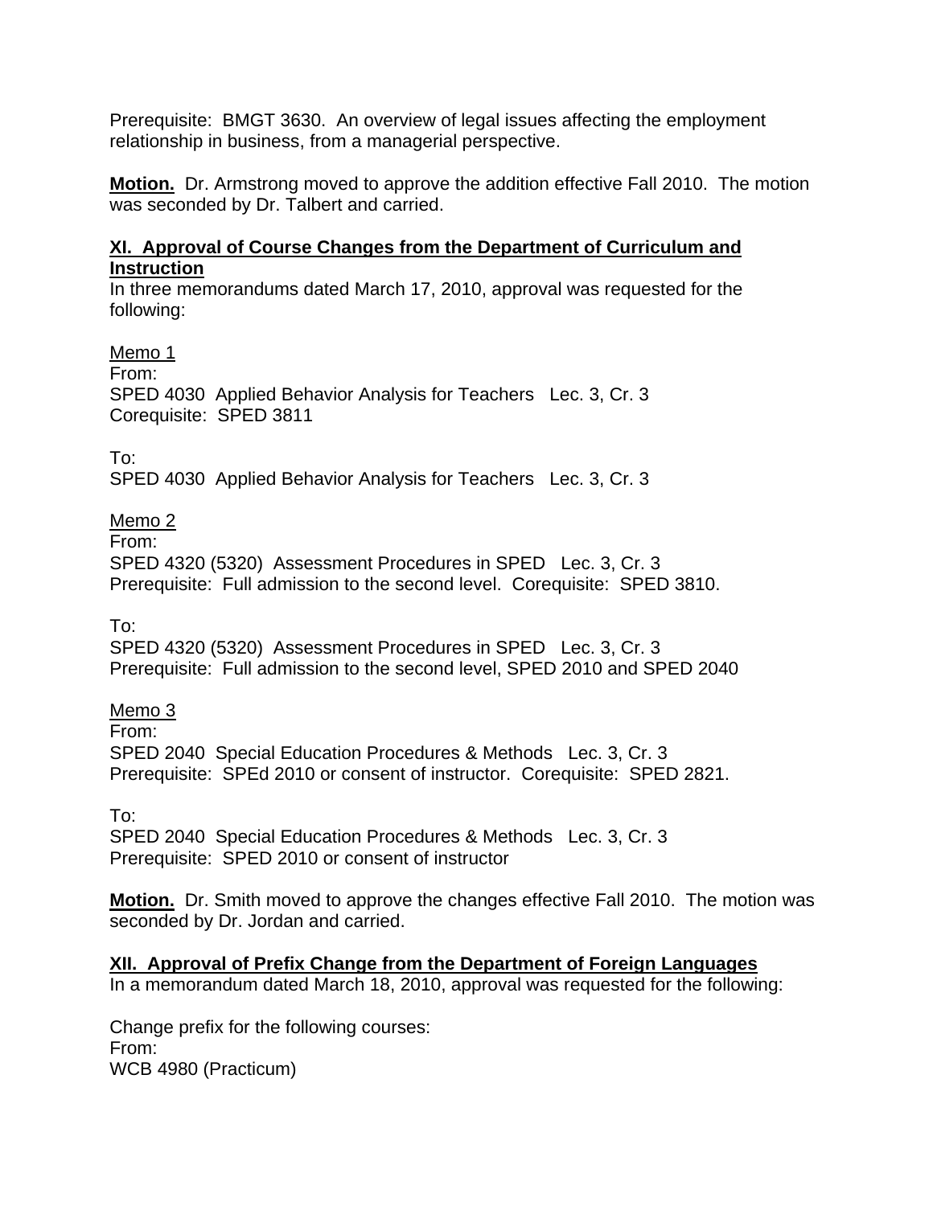Prerequisite:  BMGT 3630.  An overview of legal issues affecting the employment relationship in business, from a managerial perspective.

**Motion.**  Dr. Armstrong moved to approve the addition effective Fall 2010.  The motion was seconded by Dr. Talbert and carried.

## XI.  Approval of Course Changes from the Department of Curriculum and Instruction

In three memorandums dated March 17, 2010, approval was requested for the following:

Memo 1

From:
SPED 4030  Applied Behavior Analysis for Teachers   Lec. 3, Cr. 3
Corequisite:  SPED 3811

To:
SPED 4030  Applied Behavior Analysis for Teachers   Lec. 3, Cr. 3

Memo 2

From:
SPED 4320 (5320)  Assessment Procedures in SPED   Lec. 3, Cr. 3
Prerequisite:  Full admission to the second level.  Corequisite:  SPED 3810.

To:
SPED 4320 (5320)  Assessment Procedures in SPED   Lec. 3, Cr. 3
Prerequisite:  Full admission to the second level, SPED 2010 and SPED 2040

Memo 3

From:
SPED 2040  Special Education Procedures & Methods   Lec. 3, Cr. 3
Prerequisite:  SPEd 2010 or consent of instructor.  Corequisite:  SPED 2821.

To:
SPED 2040  Special Education Procedures & Methods   Lec. 3, Cr. 3
Prerequisite:  SPED 2010 or consent of instructor

**Motion.**  Dr. Smith moved to approve the changes effective Fall 2010.  The motion was seconded by Dr. Jordan and carried.

## XII.  Approval of Prefix Change from the Department of Foreign Languages

In a memorandum dated March 18, 2010, approval was requested for the following:

Change prefix for the following courses:
From:
WCB 4980 (Practicum)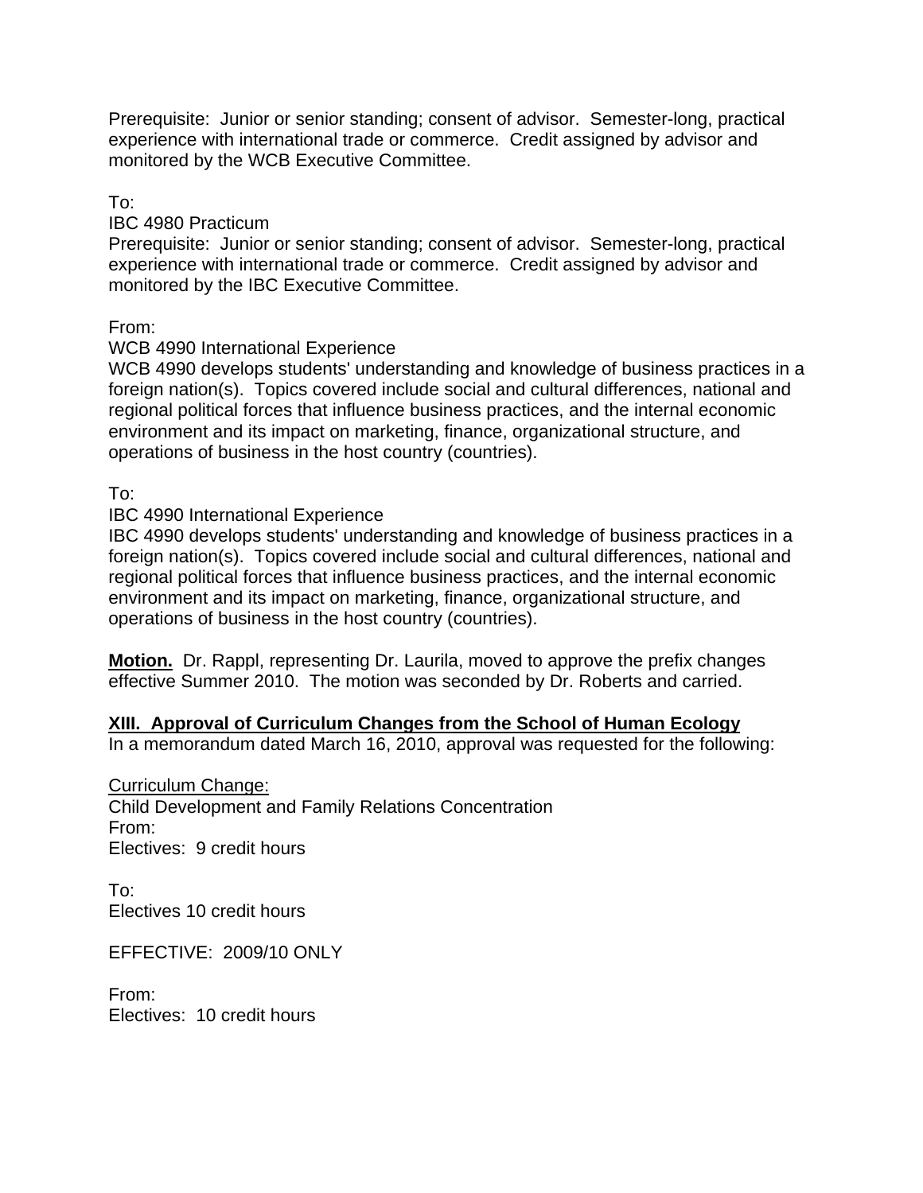Prerequisite: Junior or senior standing; consent of advisor. Semester-long, practical experience with international trade or commerce. Credit assigned by advisor and monitored by the WCB Executive Committee.

To:
IBC 4980 Practicum
Prerequisite: Junior or senior standing; consent of advisor. Semester-long, practical experience with international trade or commerce. Credit assigned by advisor and monitored by the IBC Executive Committee.

From:
WCB 4990 International Experience
WCB 4990 develops students' understanding and knowledge of business practices in a foreign nation(s). Topics covered include social and cultural differences, national and regional political forces that influence business practices, and the internal economic environment and its impact on marketing, finance, organizational structure, and operations of business in the host country (countries).

To:
IBC 4990 International Experience
IBC 4990 develops students' understanding and knowledge of business practices in a foreign nation(s). Topics covered include social and cultural differences, national and regional political forces that influence business practices, and the internal economic environment and its impact on marketing, finance, organizational structure, and operations of business in the host country (countries).

**Motion.** Dr. Rappl, representing Dr. Laurila, moved to approve the prefix changes effective Summer 2010. The motion was seconded by Dr. Roberts and carried.

## XIII. Approval of Curriculum Changes from the School of Human Ecology

In a memorandum dated March 16, 2010, approval was requested for the following:

Curriculum Change:
Child Development and Family Relations Concentration
From:
Electives: 9 credit hours

To:
Electives 10 credit hours

EFFECTIVE: 2009/10 ONLY

From:
Electives: 10 credit hours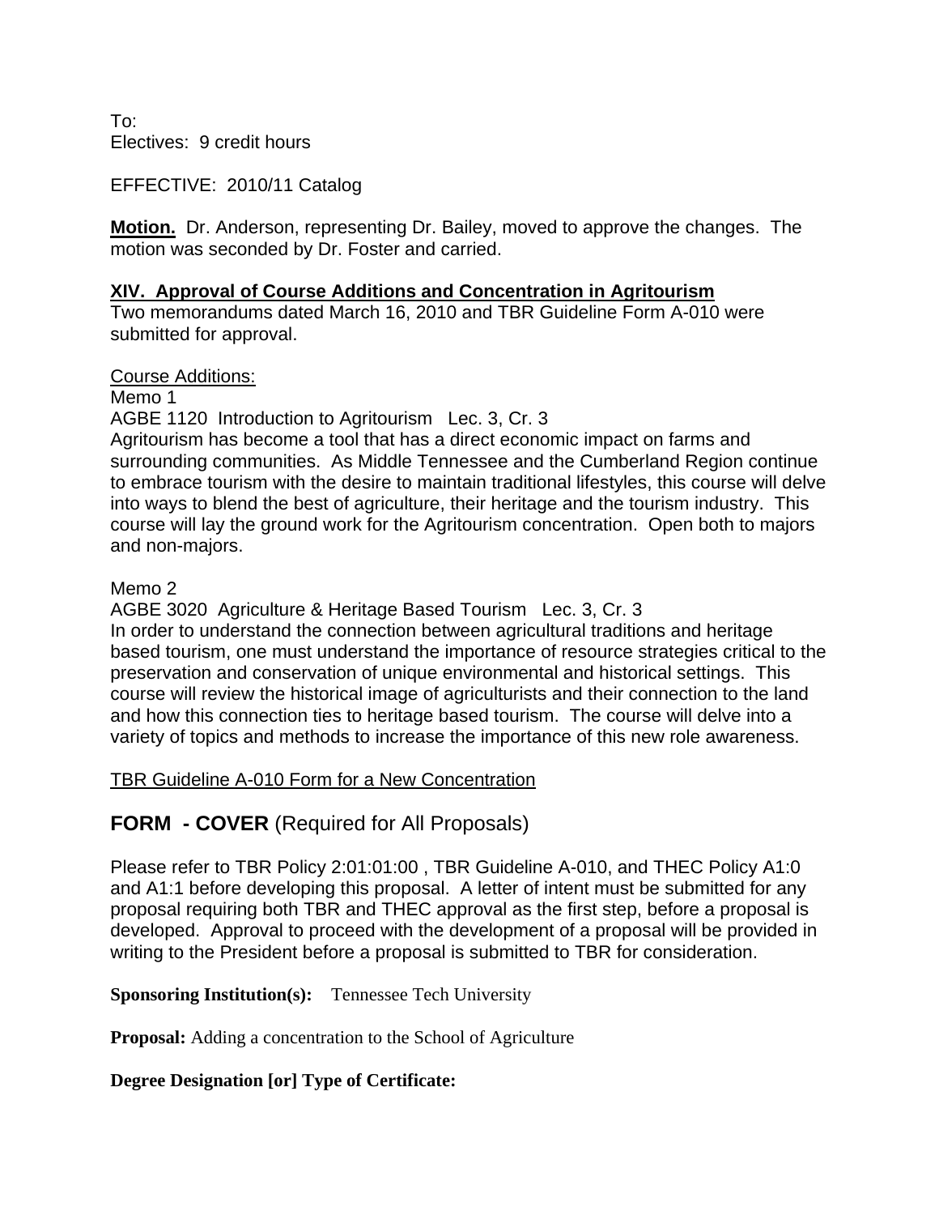To:
Electives: 9 credit hours

EFFECTIVE: 2010/11 Catalog

**Motion.** Dr. Anderson, representing Dr. Bailey, moved to approve the changes. The motion was seconded by Dr. Foster and carried.

## XIV. Approval of Course Additions and Concentration in Agritourism

Two memorandums dated March 16, 2010 and TBR Guideline Form A-010 were submitted for approval.

Course Additions:

Memo 1

AGBE 1120 Introduction to Agritourism Lec. 3, Cr. 3

Agritourism has become a tool that has a direct economic impact on farms and surrounding communities. As Middle Tennessee and the Cumberland Region continue to embrace tourism with the desire to maintain traditional lifestyles, this course will delve into ways to blend the best of agriculture, their heritage and the tourism industry. This course will lay the ground work for the Agritourism concentration. Open both to majors and non-majors.

Memo 2

AGBE 3020 Agriculture & Heritage Based Tourism Lec. 3, Cr. 3

In order to understand the connection between agricultural traditions and heritage based tourism, one must understand the importance of resource strategies critical to the preservation and conservation of unique environmental and historical settings. This course will review the historical image of agriculturists and their connection to the land and how this connection ties to heritage based tourism. The course will delve into a variety of topics and methods to increase the importance of this new role awareness.

TBR Guideline A-010 Form for a New Concentration

## FORM - COVER (Required for All Proposals)

Please refer to TBR Policy 2:01:01:00 , TBR Guideline A-010, and THEC Policy A1:0 and A1:1 before developing this proposal. A letter of intent must be submitted for any proposal requiring both TBR and THEC approval as the first step, before a proposal is developed. Approval to proceed with the development of a proposal will be provided in writing to the President before a proposal is submitted to TBR for consideration.

**Sponsoring Institution(s):** Tennessee Tech University

**Proposal:** Adding a concentration to the School of Agriculture

**Degree Designation [or] Type of Certificate:**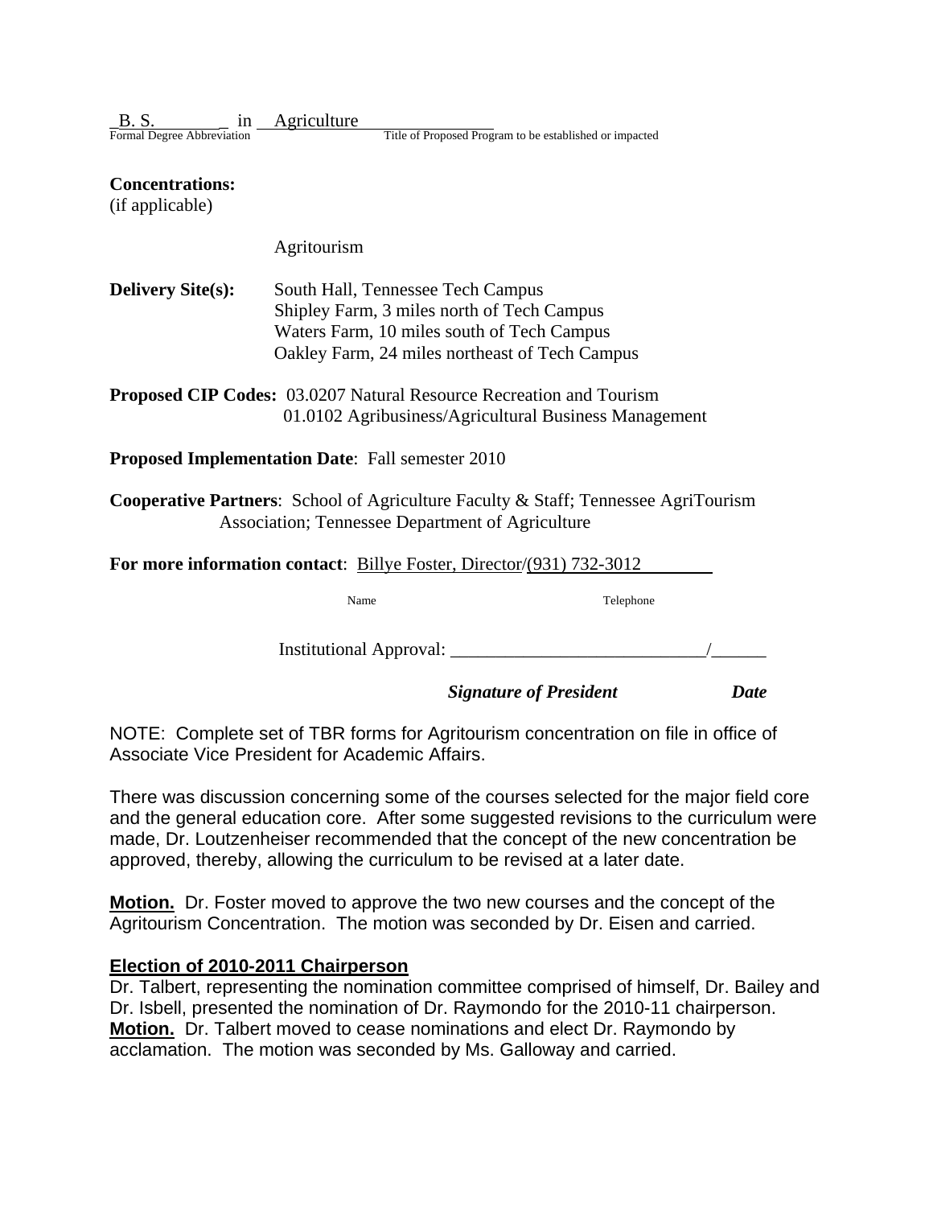_B. S._ in Agriculture

Formal Degree Abbreviation — Title of Proposed Program to be established or impacted

**Concentrations:**
(if applicable)

Agritourism

**Delivery Site(s):** South Hall, Tennessee Tech Campus
Shipley Farm, 3 miles north of Tech Campus
Waters Farm, 10 miles south of Tech Campus
Oakley Farm, 24 miles northeast of Tech Campus

**Proposed CIP Codes:** 03.0207 Natural Resource Recreation and Tourism
01.0102 Agribusiness/Agricultural Business Management

**Proposed Implementation Date**: Fall semester 2010

**Cooperative Partners**: School of Agriculture Faculty & Staff; Tennessee AgriTourism Association; Tennessee Department of Agriculture

**For more information contact**: Billye Foster, Director/(931) 732-3012

Name — Telephone

Institutional Approval: ____________________________/______

***Signature of President*** ***Date***

NOTE: Complete set of TBR forms for Agritourism concentration on file in office of Associate Vice President for Academic Affairs.

There was discussion concerning some of the courses selected for the major field core and the general education core. After some suggested revisions to the curriculum were made, Dr. Loutzenheiser recommended that the concept of the new concentration be approved, thereby, allowing the curriculum to be revised at a later date.

**Motion.** Dr. Foster moved to approve the two new courses and the concept of the Agritourism Concentration. The motion was seconded by Dr. Eisen and carried.

**Election of 2010-2011 Chairperson**

Dr. Talbert, representing the nomination committee comprised of himself, Dr. Bailey and Dr. Isbell, presented the nomination of Dr. Raymondo for the 2010-11 chairperson.
**Motion.** Dr. Talbert moved to cease nominations and elect Dr. Raymondo by acclamation. The motion was seconded by Ms. Galloway and carried.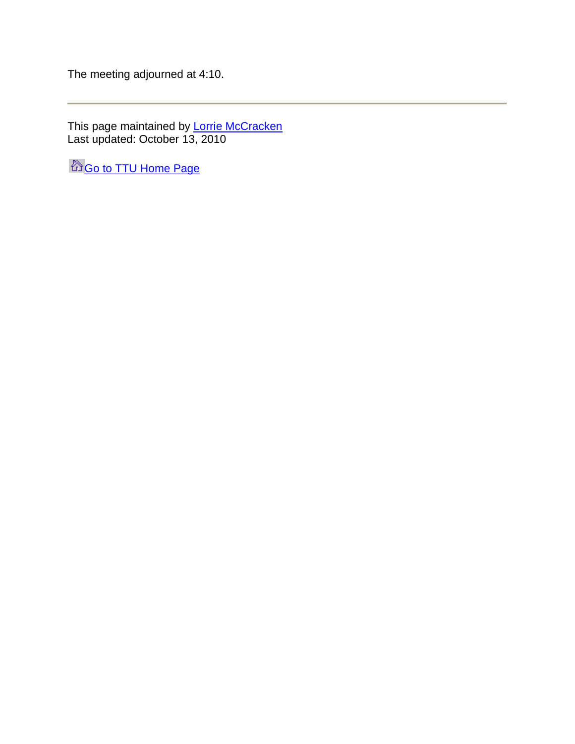The meeting adjourned at 4:10.

---

This page maintained by Lorrie McCracken
Last updated: October 13, 2010

Go to TTU Home Page